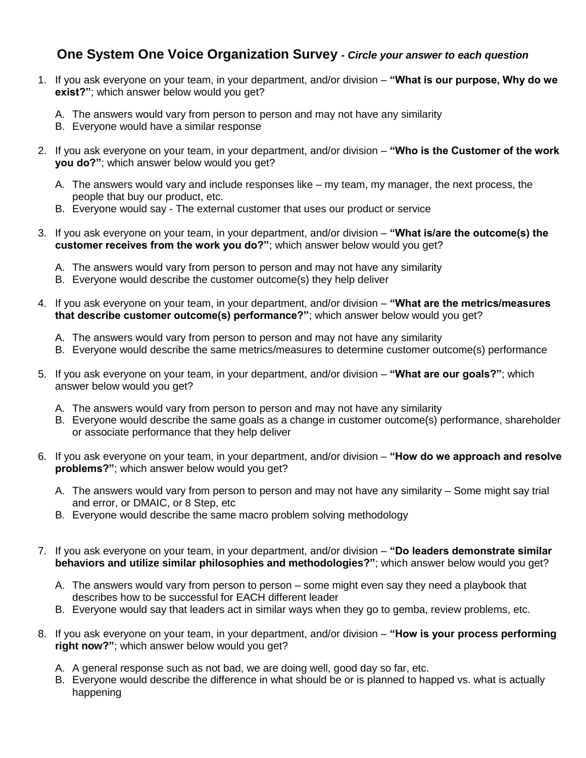## One System One Voice Organization Survey - *Circle your answer to each question*

1. If you ask everyone on your team, in your department, and/or division – **"What is our purpose, Why do we exist?"**; which answer below would you get?

   A. The answers would vary from person to person and may not have any similarity
   B. Everyone would have a similar response

2. If you ask everyone on your team, in your department, and/or division – **"Who is the Customer of the work you do?"**; which answer below would you get?

   A. The answers would vary and include responses like – my team, my manager, the next process, the people that buy our product, etc.
   B. Everyone would say - The external customer that uses our product or service

3. If you ask everyone on your team, in your department, and/or division – **"What is/are the outcome(s) the customer receives from the work you do?"**; which answer below would you get?

   A. The answers would vary from person to person and may not have any similarity
   B. Everyone would describe the customer outcome(s) they help deliver

4. If you ask everyone on your team, in your department, and/or division – **"What are the metrics/measures that describe customer outcome(s) performance?"**; which answer below would you get?

   A. The answers would vary from person to person and may not have any similarity
   B. Everyone would describe the same metrics/measures to determine customer outcome(s) performance

5. If you ask everyone on your team, in your department, and/or division – **"What are our goals?"**; which answer below would you get?

   A. The answers would vary from person to person and may not have any similarity
   B. Everyone would describe the same goals as a change in customer outcome(s) performance, shareholder or associate performance that they help deliver

6. If you ask everyone on your team, in your department, and/or division – **"How do we approach and resolve problems?"**; which answer below would you get?

   A. The answers would vary from person to person and may not have any similarity – Some might say trial and error, or DMAIC, or 8 Step, etc
   B. Everyone would describe the same macro problem solving methodology

7. If you ask everyone on your team, in your department, and/or division – **"Do leaders demonstrate similar behaviors and utilize similar philosophies and methodologies?"**; which answer below would you get?

   A. The answers would vary from person to person – some might even say they need a playbook that describes how to be successful for EACH different leader
   B. Everyone would say that leaders act in similar ways when they go to gemba, review problems, etc.

8. If you ask everyone on your team, in your department, and/or division – **"How is your process performing right now?"**; which answer below would you get?

   A. A general response such as not bad, we are doing well, good day so far, etc.
   B. Everyone would describe the difference in what should be or is planned to happed vs. what is actually happening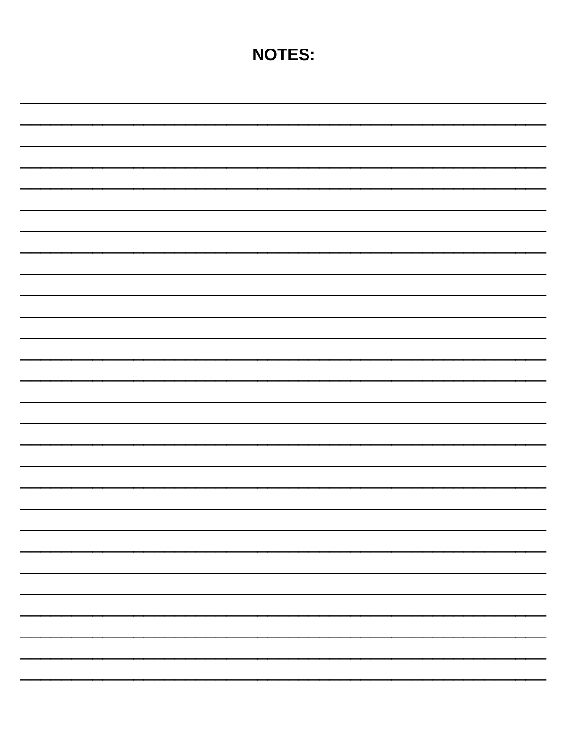**NOTES:**